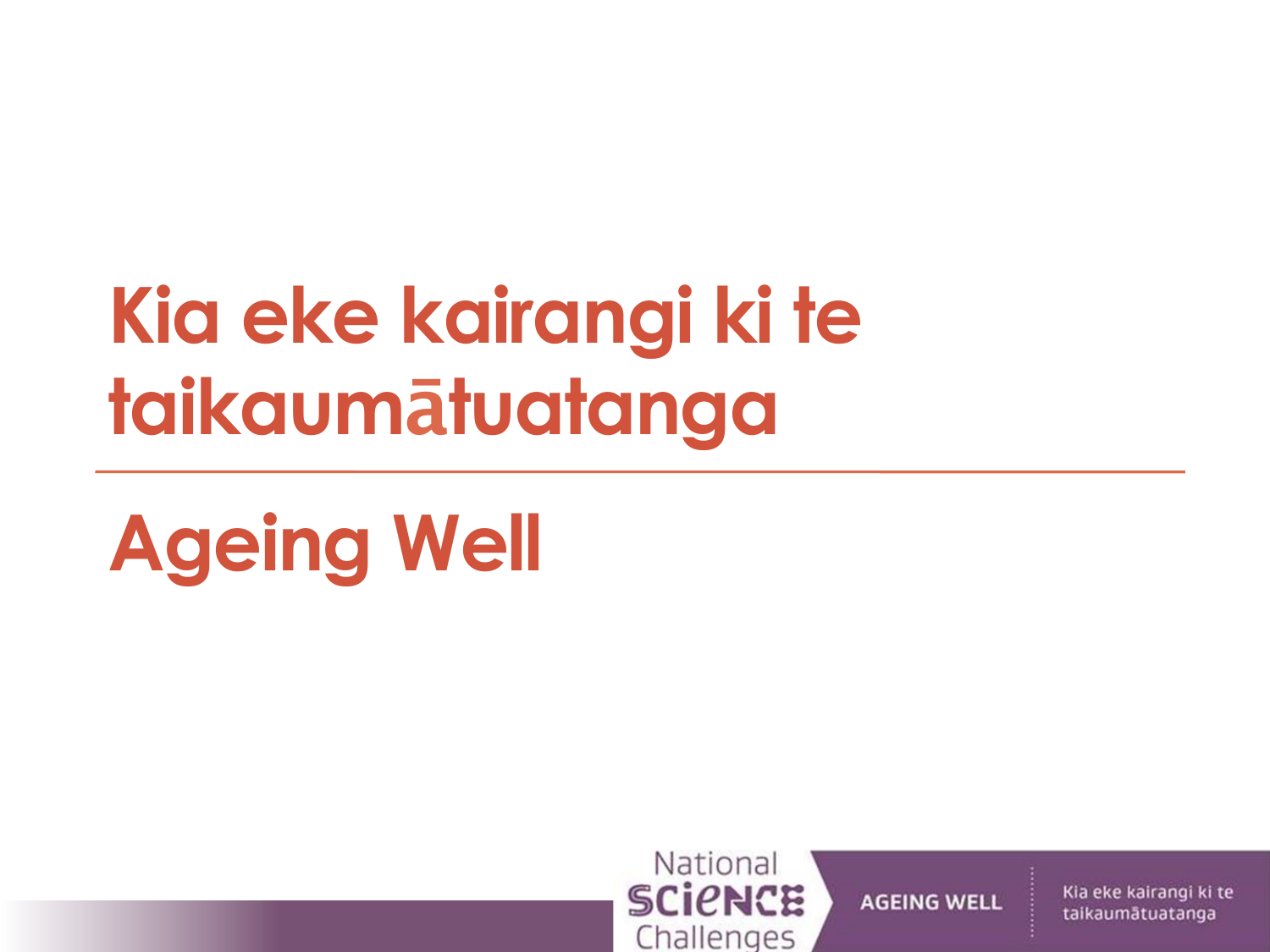# Kia eke kairangi ki te taikaumātuatanga

# Ageing Well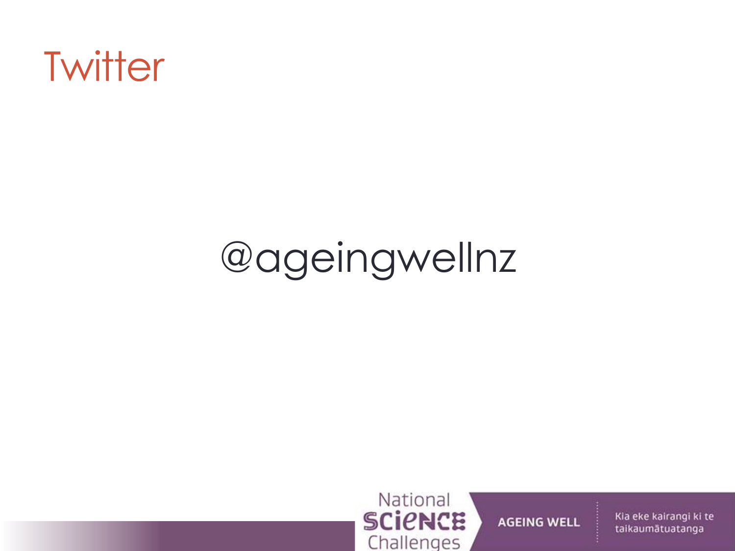# Twitter

@ageingwellnz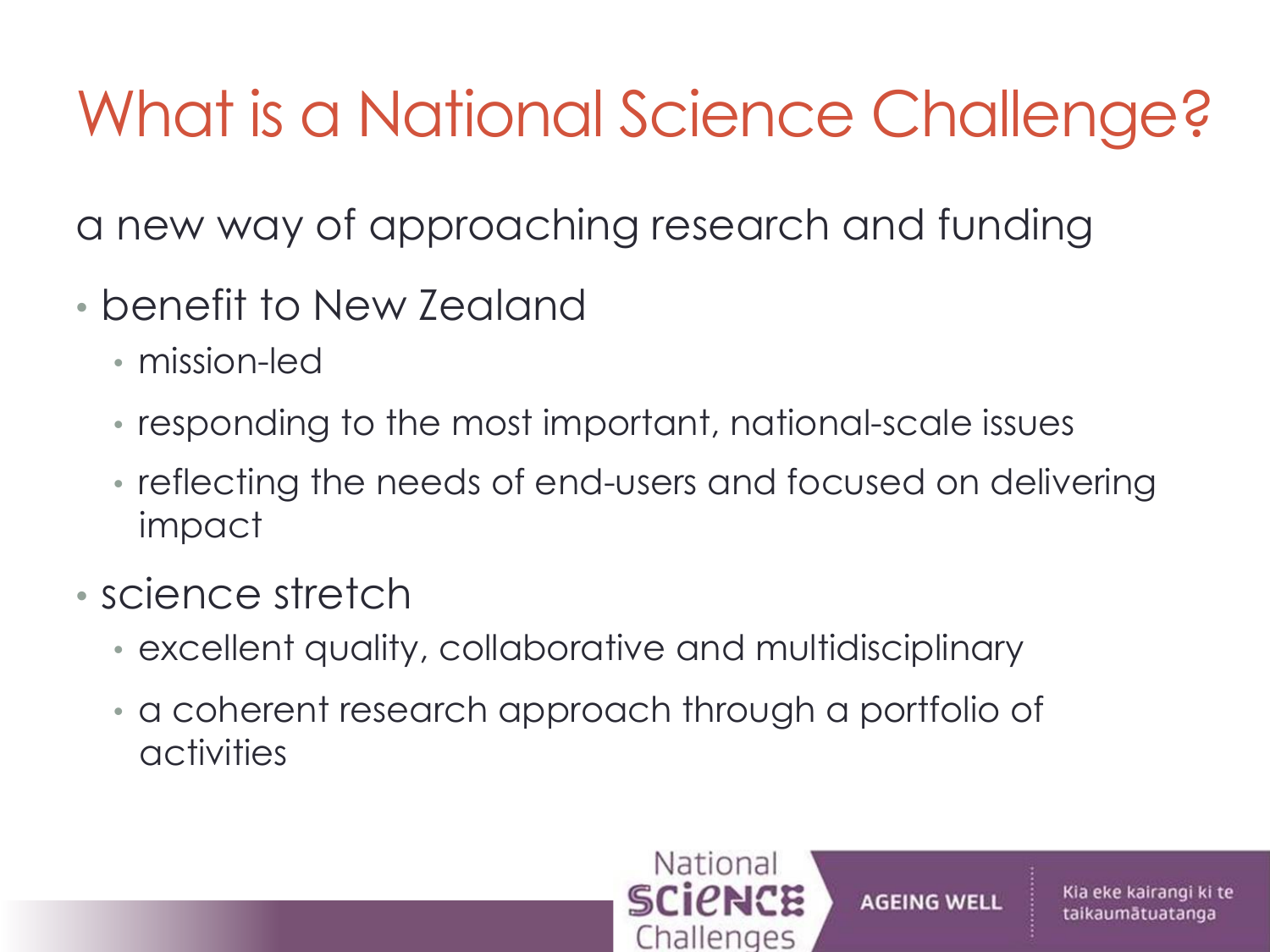# What is a National Science Challenge?

a new way of approaching research and funding

- benefit to New Zealand
  - mission-led
  - responding to the most important, national-scale issues
  - reflecting the needs of end-users and focused on delivering impact
- science stretch
  - excellent quality, collaborative and multidisciplinary
  - a coherent research approach through a portfolio of activities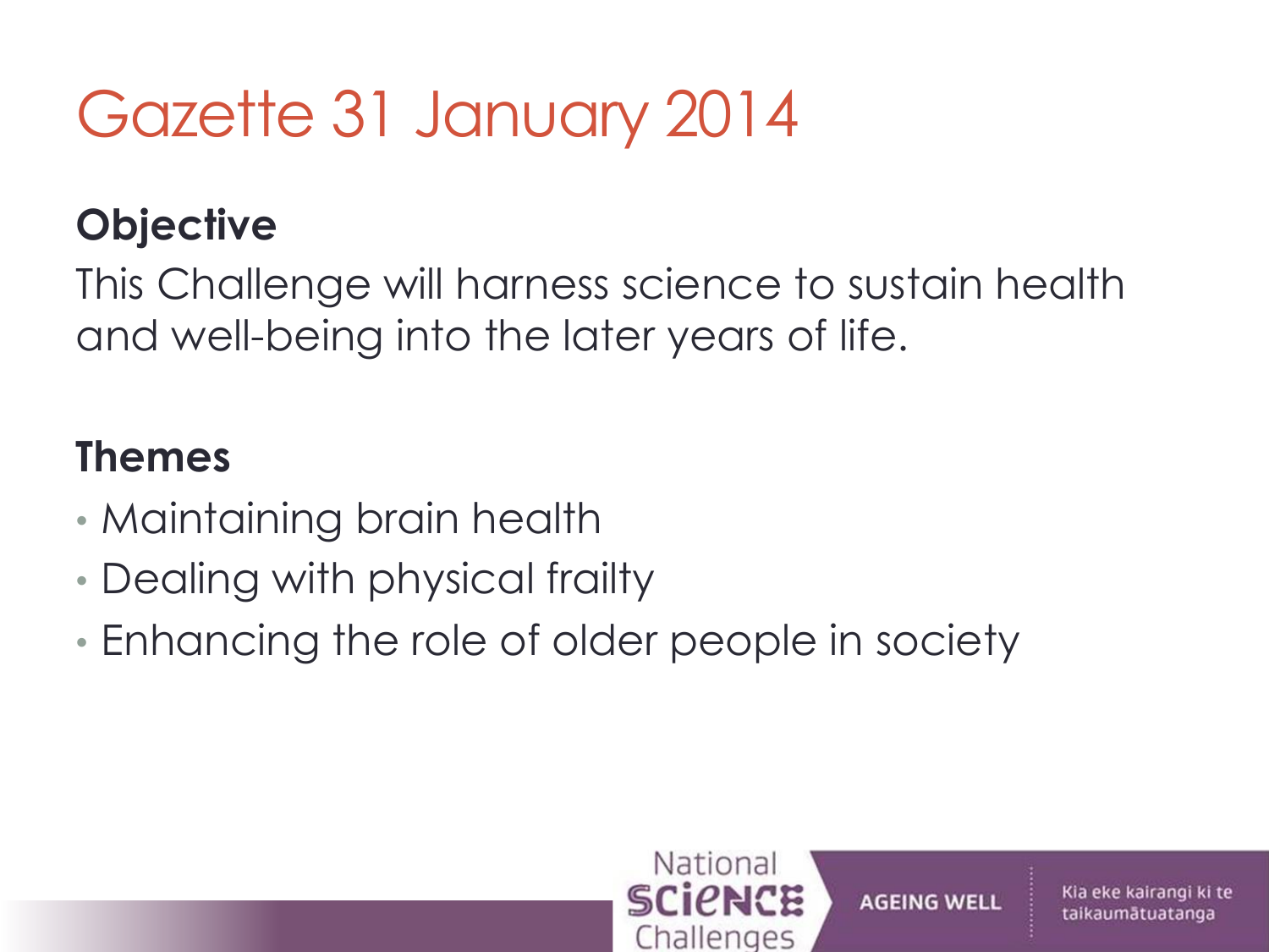# Gazette 31 January 2014

**Objective**

This Challenge will harness science to sustain health and well-being into the later years of life.

**Themes**

- Maintaining brain health
- Dealing with physical frailty
- Enhancing the role of older people in society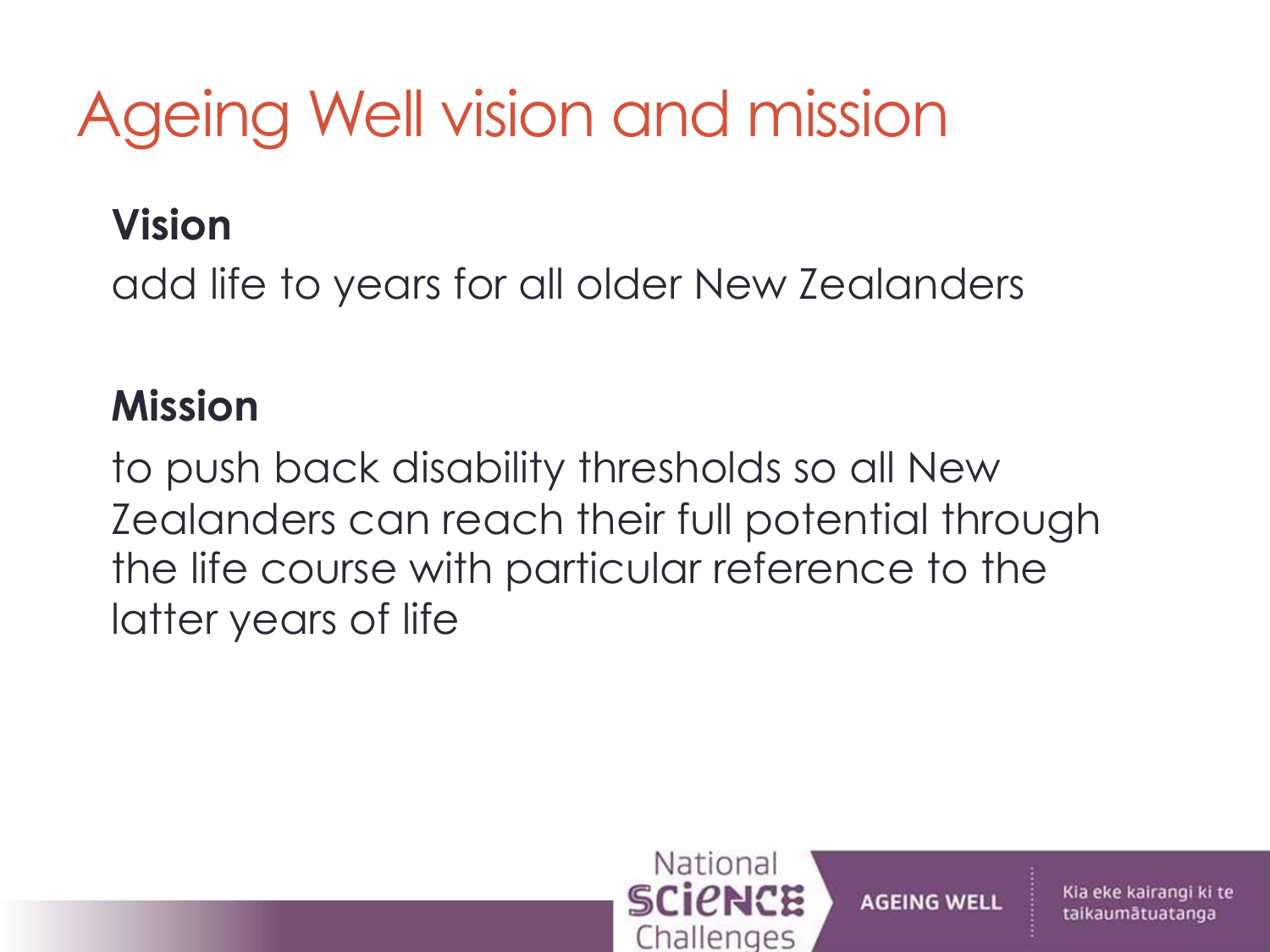# Ageing Well vision and mission

**Vision**

add life to years for all older New Zealanders

**Mission**

to push back disability thresholds so all New Zealanders can reach their full potential through the life course with particular reference to the latter years of life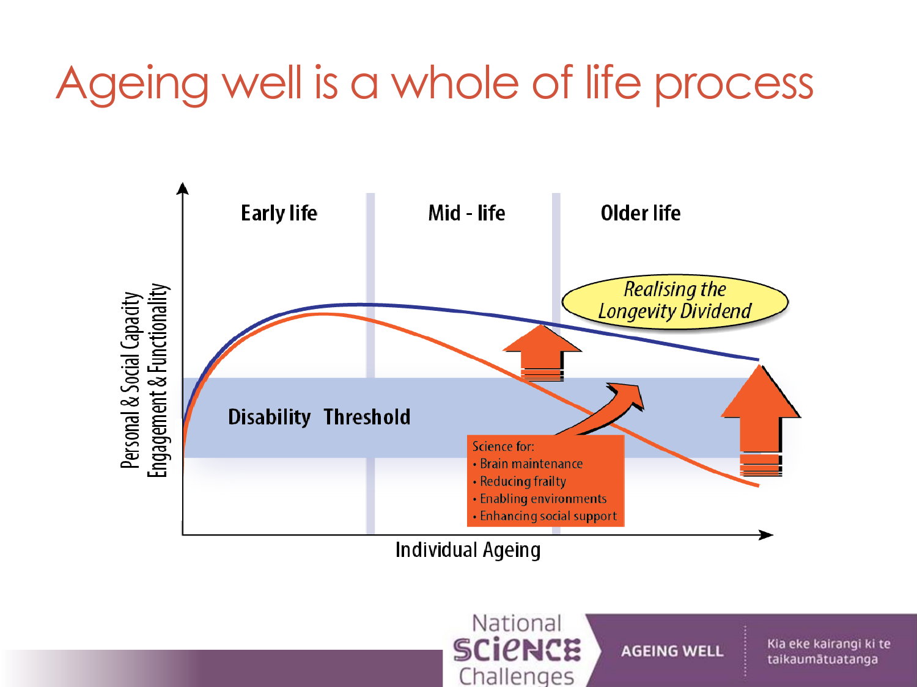# Ageing well is a whole of life process

Early life | Mid - life | Older life

*Realising the Longevity Dividend*

Disability Threshold

Science for:
- Brain maintenance
- Reducing frailty
- Enabling environments
- Enhancing social support

Personal & Social Capacity
Engagement & Functionality

Individual Ageing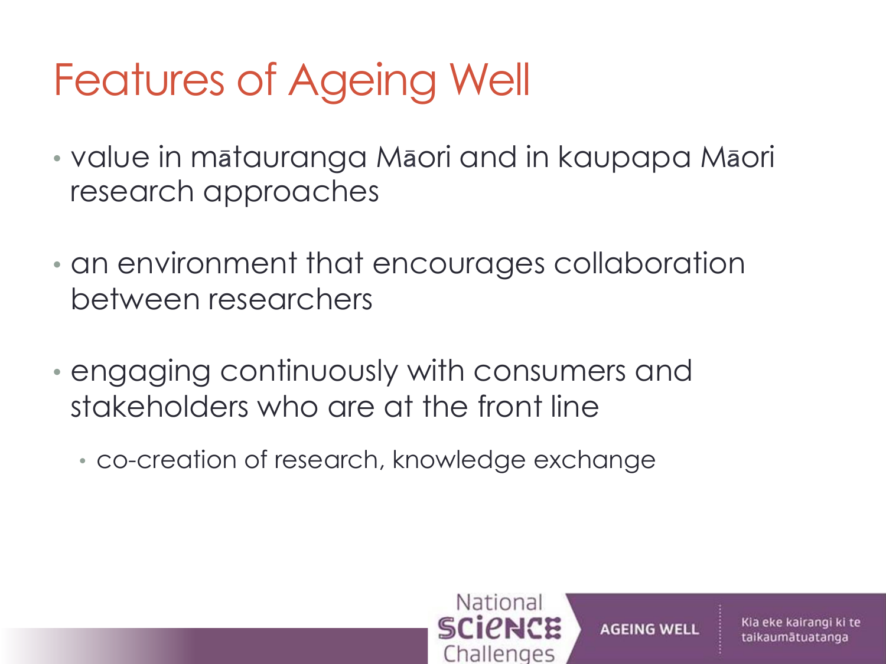# Features of Ageing Well

- value in mātauranga Māori and in kaupapa Māori research approaches
- an environment that encourages collaboration between researchers
- engaging continuously with consumers and stakeholders who are at the front line
  - co-creation of research, knowledge exchange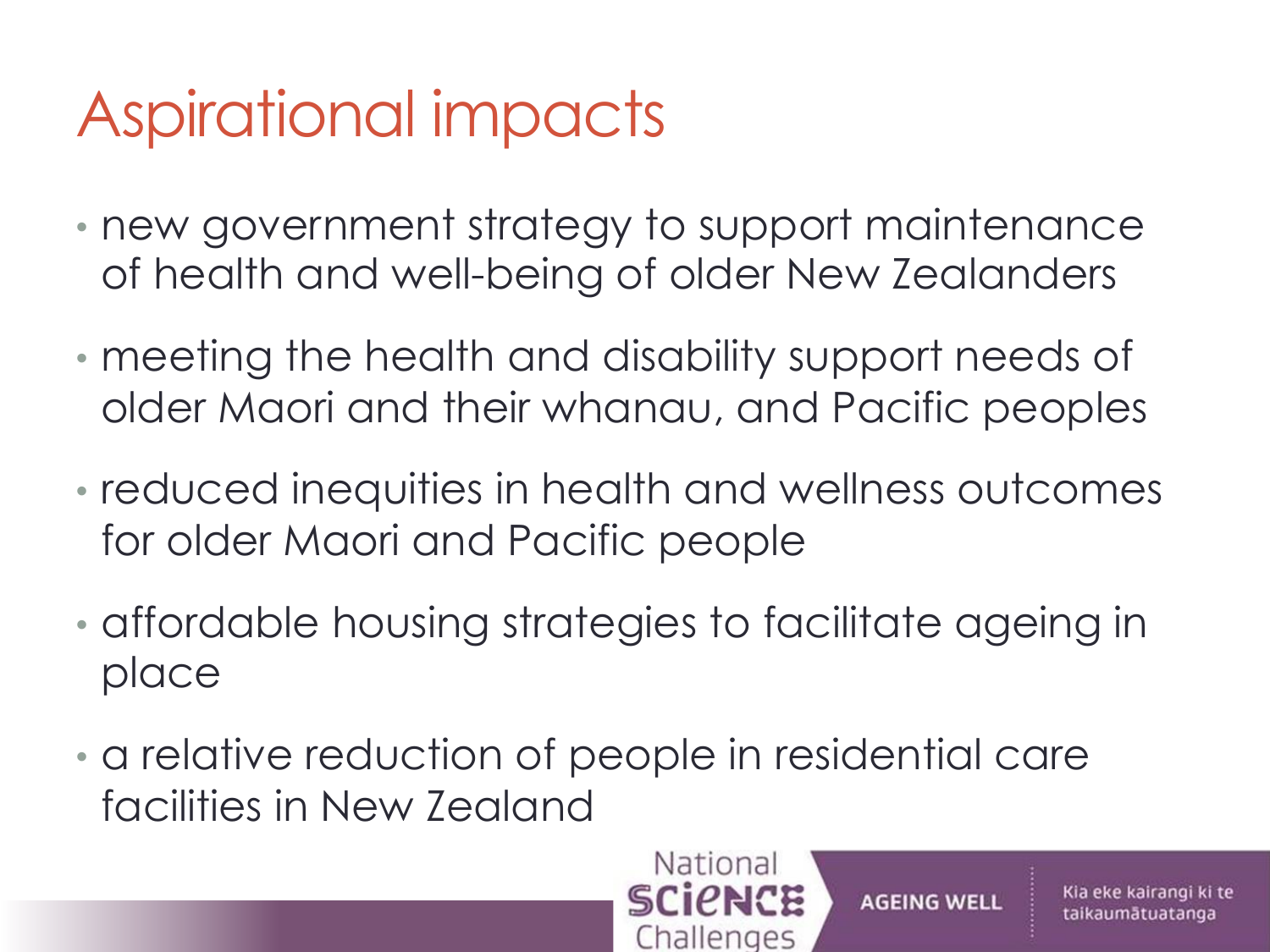# Aspirational impacts

- new government strategy to support maintenance of health and well-being of older New Zealanders
- meeting the health and disability support needs of older Maori and their whanau, and Pacific peoples
- reduced inequities in health and wellness outcomes for older Maori and Pacific people
- affordable housing strategies to facilitate ageing in place
- a relative reduction of people in residential care facilities in New Zealand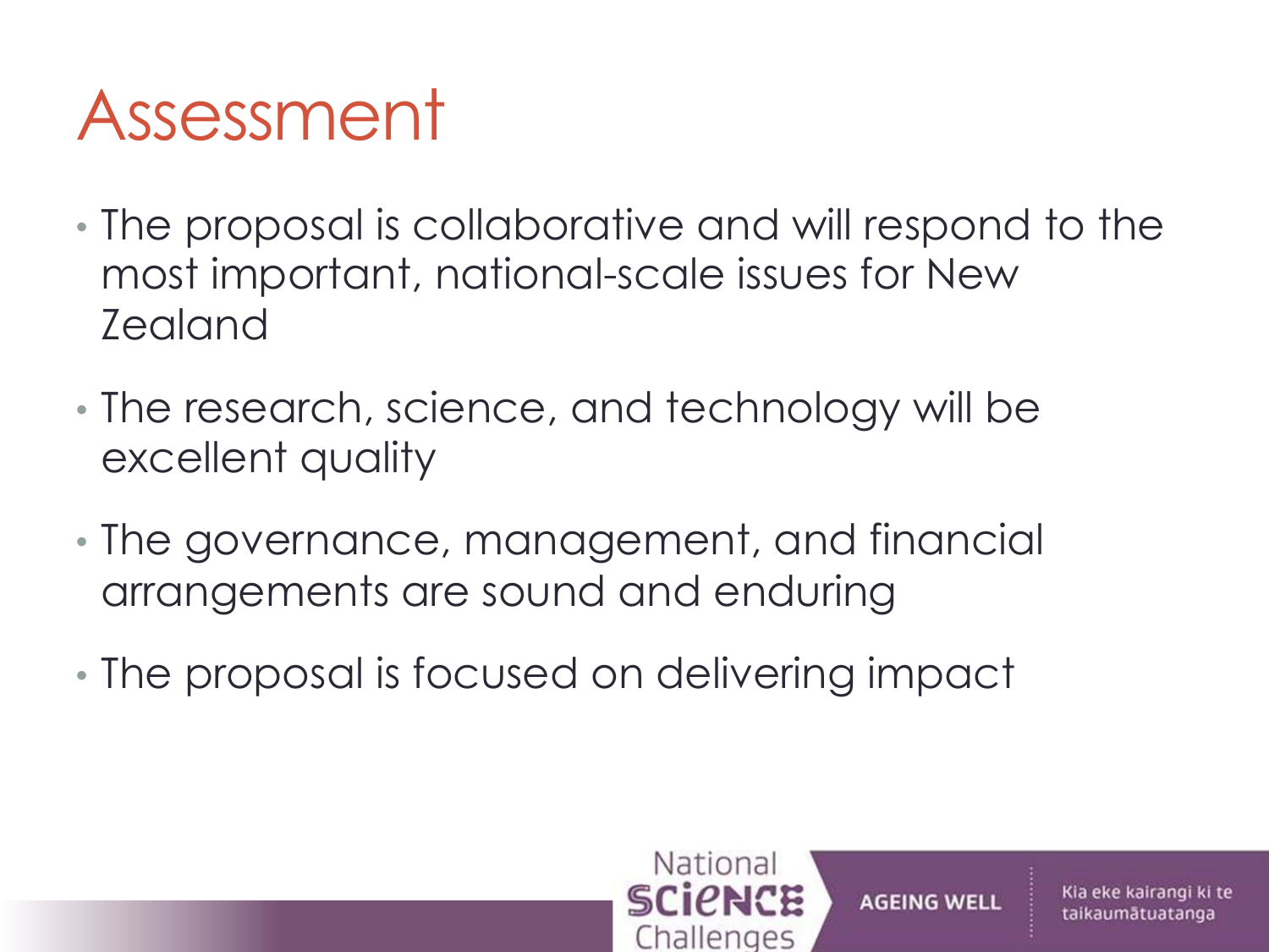# Assessment

- The proposal is collaborative and will respond to the most important, national-scale issues for New Zealand
- The research, science, and technology will be excellent quality
- The governance, management, and financial arrangements are sound and enduring
- The proposal is focused on delivering impact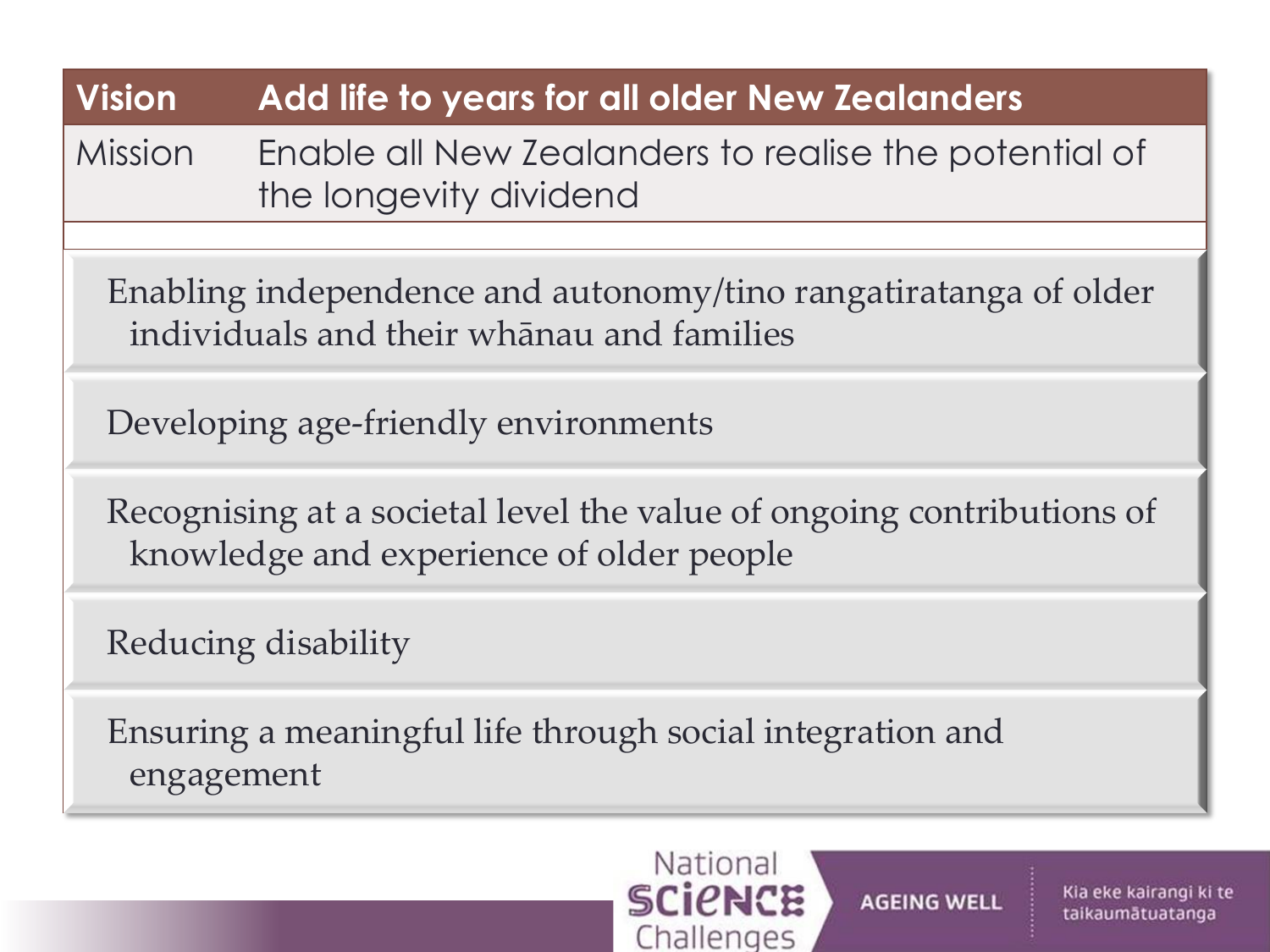| Vision | Add life to years for all older New Zealanders |
| --- | --- |
| Mission | Enable all New Zealanders to realise the potential of the longevity dividend |

- Enabling independence and autonomy/tino rangatiratanga of older individuals and their whānau and families
- Developing age-friendly environments
- Recognising at a societal level the value of ongoing contributions of knowledge and experience of older people
- Reducing disability
- Ensuring a meaningful life through social integration and engagement

National Science Challenges | AGEING WELL | Kia eke kairangi ki te taikaumātuatanga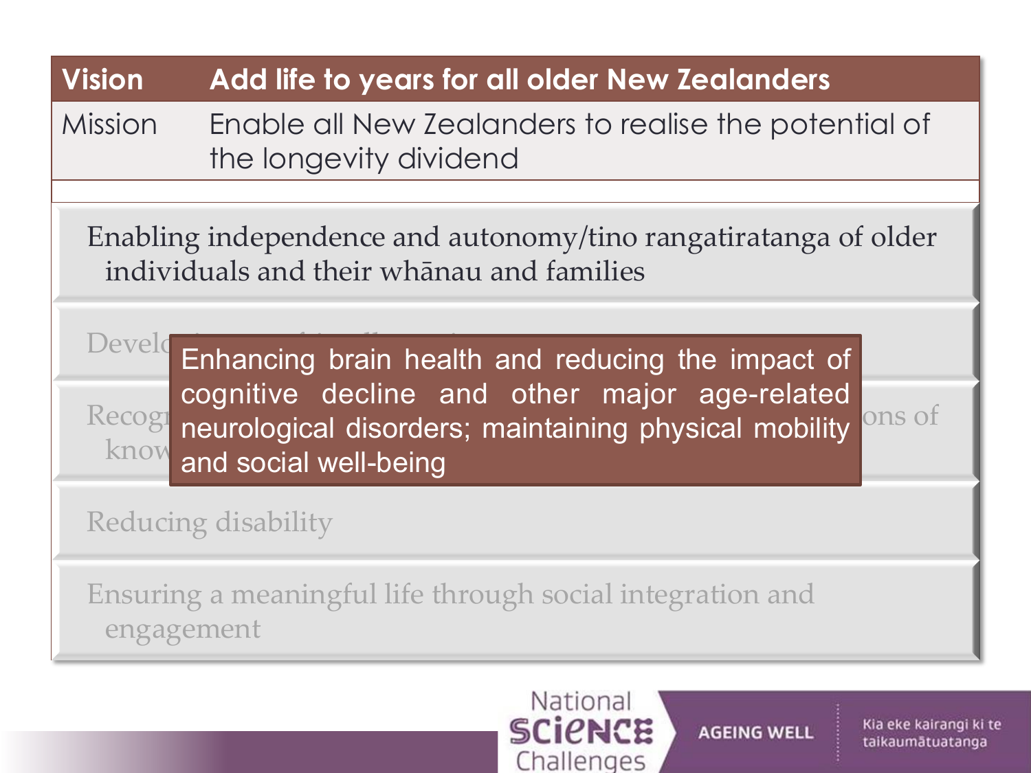| Vision | Add life to years for all older New Zealanders |
| --- | --- |
| Mission | Enable all New Zealanders to realise the potential of the longevity dividend |

Enabling independence and autonomy/tino rangatiratanga of older individuals and their whānau and families

Develo...

Recogn... ons of know...

Enhancing brain health and reducing the impact of cognitive decline and other major age-related neurological disorders; maintaining physical mobility and social well-being

Reducing disability

Ensuring a meaningful life through social integration and engagement

National Science Challenges

AGEING WELL

Kia eke kairangi ki te taikaumātuatanga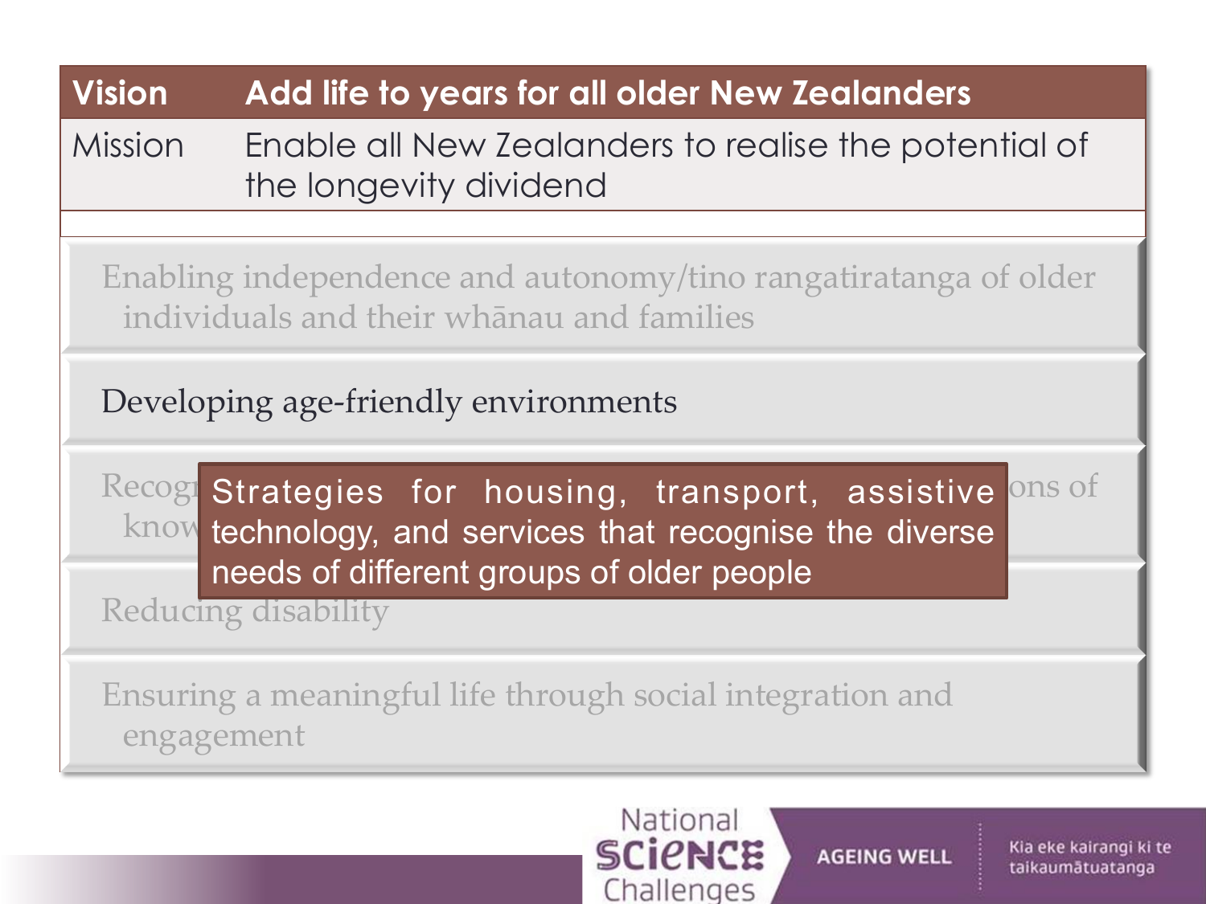| Vision | Add life to years for all older New Zealanders |
| --- | --- |
| Mission | Enable all New Zealanders to realise the potential of the longevity dividend |

Enabling independence and autonomy/tino rangatiratanga of older individuals and their whānau and families

Developing age-friendly environments

Recogn... ons of know...

Strategies for housing, transport, assistive technology, and services that recognise the diverse needs of different groups of older people

Reducing disability

Ensuring a meaningful life through social integration and engagement

National Science Challenges | AGEING WELL | Kia eke kairangi ki te taikaumātuatanga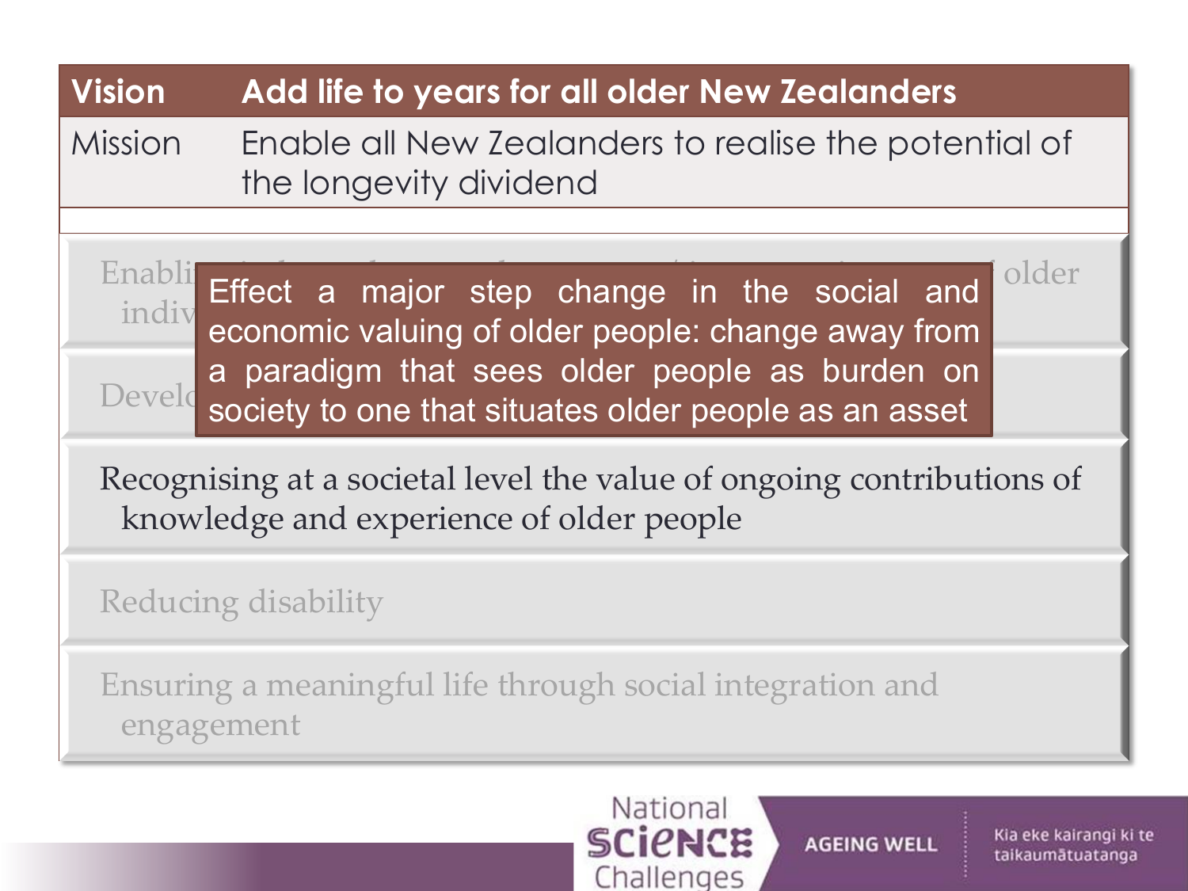| Vision | Add life to years for all older New Zealanders |
| --- | --- |
| Mission | Enable all New Zealanders to realise the potential of the longevity dividend |

Enabli... older indiv...

Develo...

Effect a major step change in the social and economic valuing of older people: change away from a paradigm that sees older people as burden on society to one that situates older people as an asset

Recognising at a societal level the value of ongoing contributions of knowledge and experience of older people

Reducing disability

Ensuring a meaningful life through social integration and engagement

National Science Challenges | AGEING WELL | Kia eke kairangi ki te taikaumātuatanga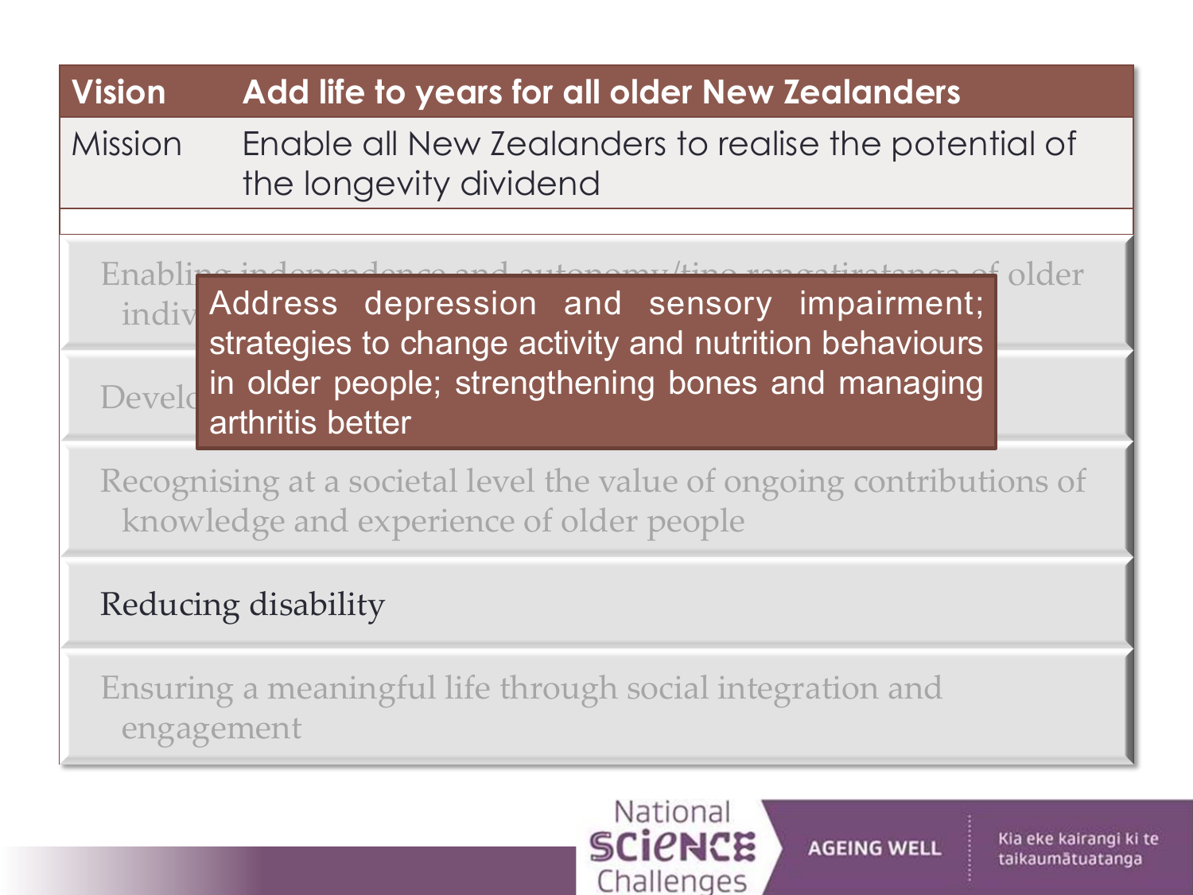| Vision | Add life to years for all older New Zealanders |
|---|---|
| Mission | Enable all New Zealanders to realise the potential of the longevity dividend |

Enabling independence and autonomy/tino rangatiratanga of older individuals

Address depression and sensory impairment; strategies to change activity and nutrition behaviours in older people; strengthening bones and managing arthritis better

Develo...

Recognising at a societal level the value of ongoing contributions of knowledge and experience of older people

Reducing disability

Ensuring a meaningful life through social integration and engagement

National Science Challenges | AGEING WELL | Kia eke kairangi ki te taikaumātuatanga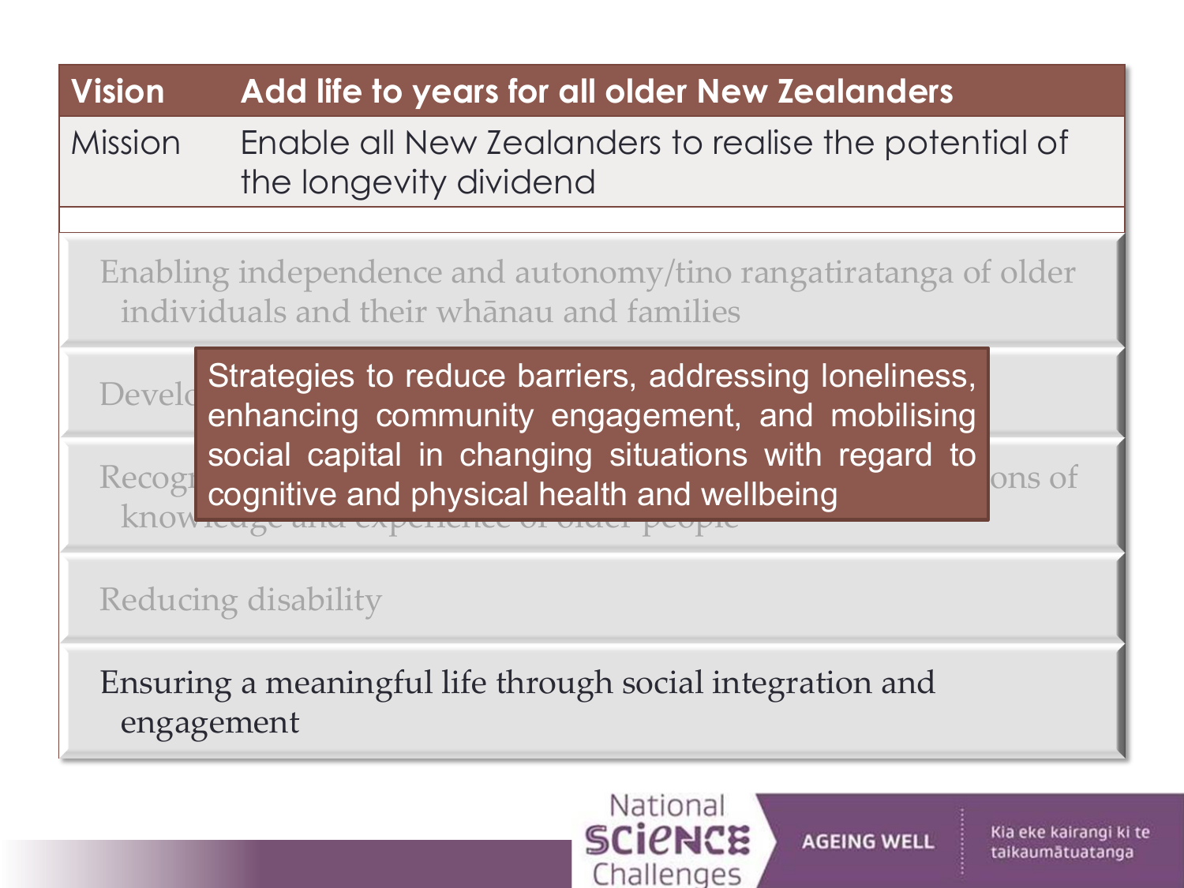| Vision | Add life to years for all older New Zealanders |
|---|---|
| Mission | Enable all New Zealanders to realise the potential of the longevity dividend |

Enabling independence and autonomy/tino rangatiratanga of older individuals and their whānau and families

Develo...

Recogn... ...ons of knowledge and experience of older people

Strategies to reduce barriers, addressing loneliness, enhancing community engagement, and mobilising social capital in changing situations with regard to cognitive and physical health and wellbeing

Reducing disability

Ensuring a meaningful life through social integration and engagement

National Science Challenges | AGEING WELL | Kia eke kairangi ki te taikaumātuatanga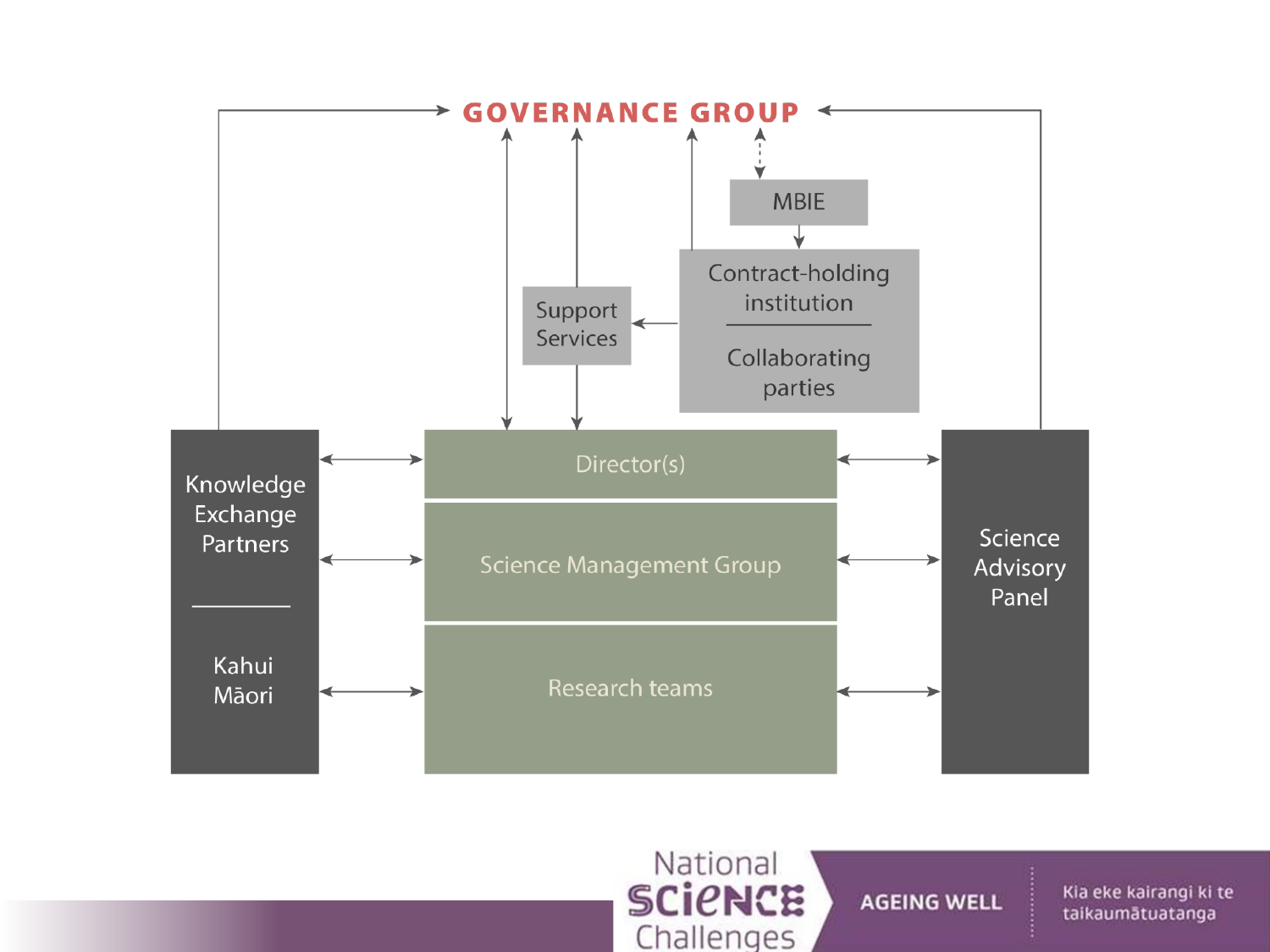GOVERNANCE GROUP

MBIE

Contract-holding institution

Collaborating parties

Support Services

Knowledge Exchange Partners

Kahui Māori

Director(s)

Science Management Group

Research teams

Science Advisory Panel